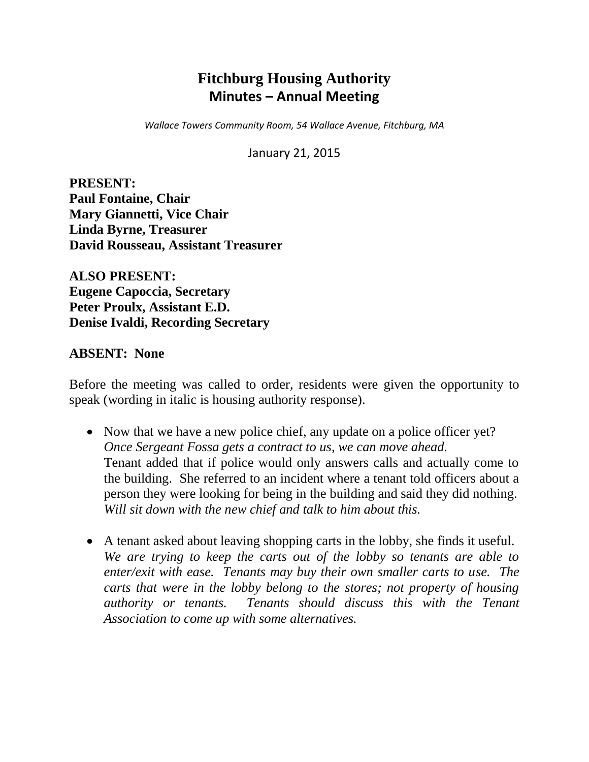# Fitchburg Housing Authority
## Minutes – Annual Meeting

*Wallace Towers Community Room, 54 Wallace Avenue, Fitchburg, MA*

January 21, 2015

**PRESENT:**
**Paul Fontaine, Chair**
**Mary Giannetti, Vice Chair**
**Linda Byrne, Treasurer**
**David Rousseau, Assistant Treasurer**

**ALSO PRESENT:**
**Eugene Capoccia, Secretary**
**Peter Proulx, Assistant E.D.**
**Denise Ivaldi, Recording Secretary**

**ABSENT: None**

Before the meeting was called to order, residents were given the opportunity to speak (wording in italic is housing authority response).

- Now that we have a new police chief, any update on a police officer yet? *Once Sergeant Fossa gets a contract to us, we can move ahead.* Tenant added that if police would only answers calls and actually come to the building. She referred to an incident where a tenant told officers about a person they were looking for being in the building and said they did nothing. *Will sit down with the new chief and talk to him about this.*

- A tenant asked about leaving shopping carts in the lobby, she finds it useful. *We are trying to keep the carts out of the lobby so tenants are able to enter/exit with ease. Tenants may buy their own smaller carts to use. The carts that were in the lobby belong to the stores; not property of housing authority or tenants. Tenants should discuss this with the Tenant Association to come up with some alternatives.*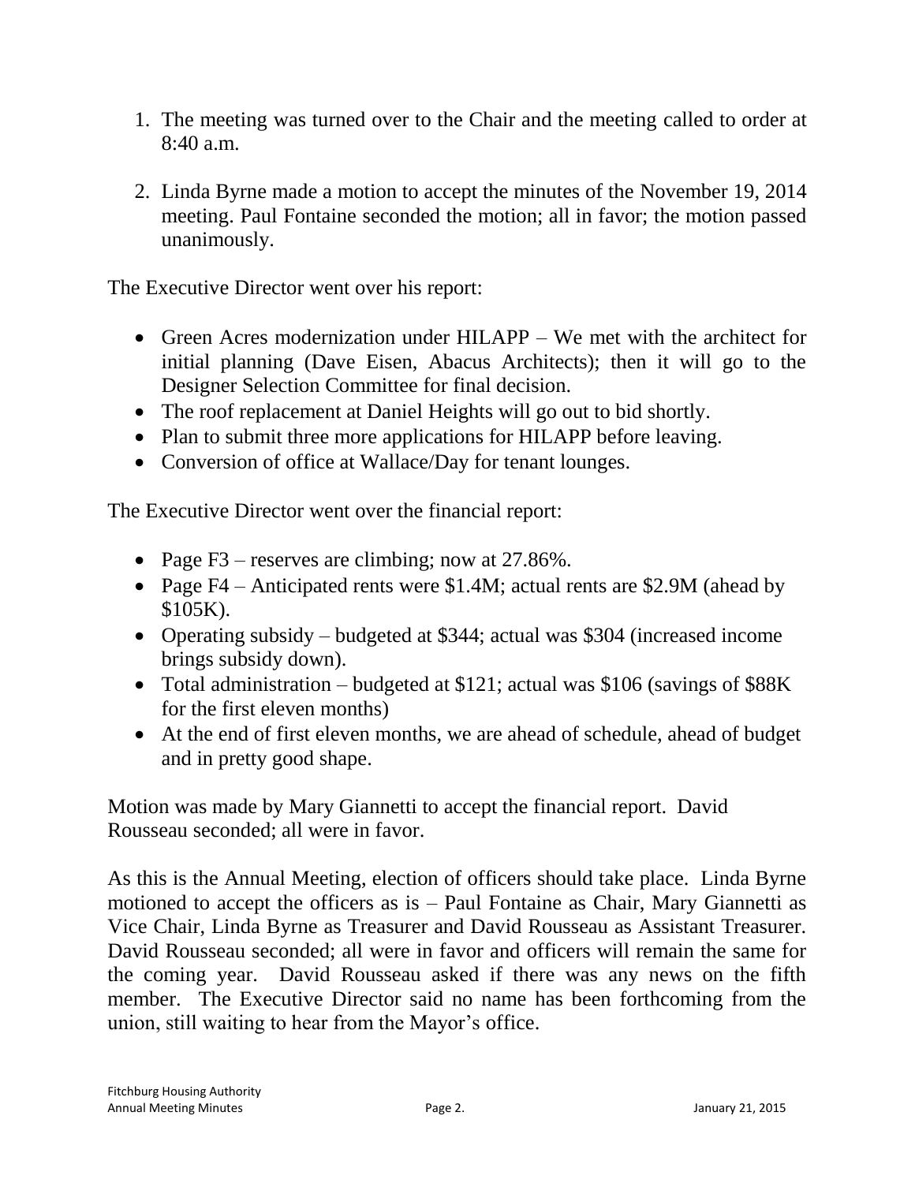1. The meeting was turned over to the Chair and the meeting called to order at 8:40 a.m.

2. Linda Byrne made a motion to accept the minutes of the November 19, 2014 meeting. Paul Fontaine seconded the motion; all in favor; the motion passed unanimously.

The Executive Director went over his report:

- Green Acres modernization under HILAPP – We met with the architect for initial planning (Dave Eisen, Abacus Architects); then it will go to the Designer Selection Committee for final decision.
- The roof replacement at Daniel Heights will go out to bid shortly.
- Plan to submit three more applications for HILAPP before leaving.
- Conversion of office at Wallace/Day for tenant lounges.

The Executive Director went over the financial report:

- Page F3 – reserves are climbing; now at 27.86%.
- Page F4 – Anticipated rents were $1.4M; actual rents are $2.9M (ahead by $105K).
- Operating subsidy – budgeted at $344; actual was $304 (increased income brings subsidy down).
- Total administration – budgeted at $121; actual was $106 (savings of $88K for the first eleven months)
- At the end of first eleven months, we are ahead of schedule, ahead of budget and in pretty good shape.

Motion was made by Mary Giannetti to accept the financial report. David Rousseau seconded; all were in favor.

As this is the Annual Meeting, election of officers should take place. Linda Byrne motioned to accept the officers as is – Paul Fontaine as Chair, Mary Giannetti as Vice Chair, Linda Byrne as Treasurer and David Rousseau as Assistant Treasurer. David Rousseau seconded; all were in favor and officers will remain the same for the coming year. David Rousseau asked if there was any news on the fifth member. The Executive Director said no name has been forthcoming from the union, still waiting to hear from the Mayor's office.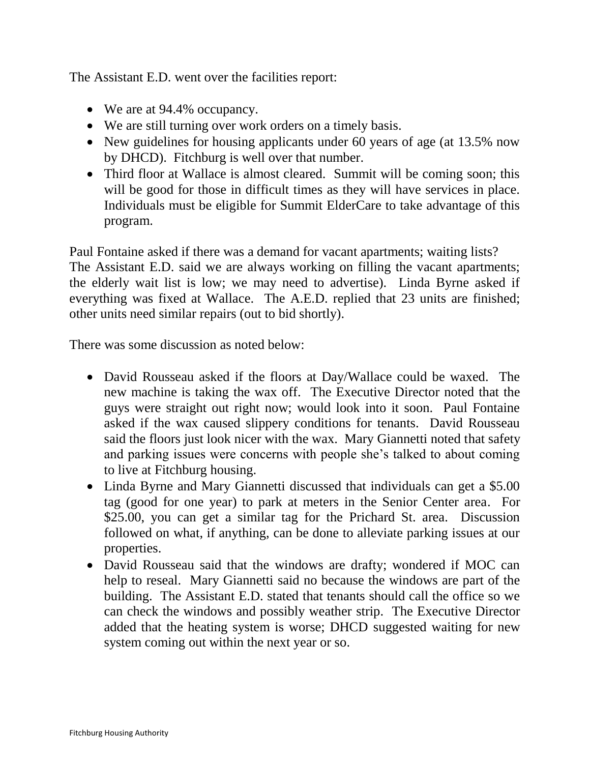The Assistant E.D. went over the facilities report:

- We are at 94.4% occupancy.
- We are still turning over work orders on a timely basis.
- New guidelines for housing applicants under 60 years of age (at 13.5% now by DHCD). Fitchburg is well over that number.
- Third floor at Wallace is almost cleared. Summit will be coming soon; this will be good for those in difficult times as they will have services in place. Individuals must be eligible for Summit ElderCare to take advantage of this program.

Paul Fontaine asked if there was a demand for vacant apartments; waiting lists? The Assistant E.D. said we are always working on filling the vacant apartments; the elderly wait list is low; we may need to advertise). Linda Byrne asked if everything was fixed at Wallace. The A.E.D. replied that 23 units are finished; other units need similar repairs (out to bid shortly).

There was some discussion as noted below:

- David Rousseau asked if the floors at Day/Wallace could be waxed. The new machine is taking the wax off. The Executive Director noted that the guys were straight out right now; would look into it soon. Paul Fontaine asked if the wax caused slippery conditions for tenants. David Rousseau said the floors just look nicer with the wax. Mary Giannetti noted that safety and parking issues were concerns with people she's talked to about coming to live at Fitchburg housing.
- Linda Byrne and Mary Giannetti discussed that individuals can get a $5.00 tag (good for one year) to park at meters in the Senior Center area. For $25.00, you can get a similar tag for the Prichard St. area. Discussion followed on what, if anything, can be done to alleviate parking issues at our properties.
- David Rousseau said that the windows are drafty; wondered if MOC can help to reseal. Mary Giannetti said no because the windows are part of the building. The Assistant E.D. stated that tenants should call the office so we can check the windows and possibly weather strip. The Executive Director added that the heating system is worse; DHCD suggested waiting for new system coming out within the next year or so.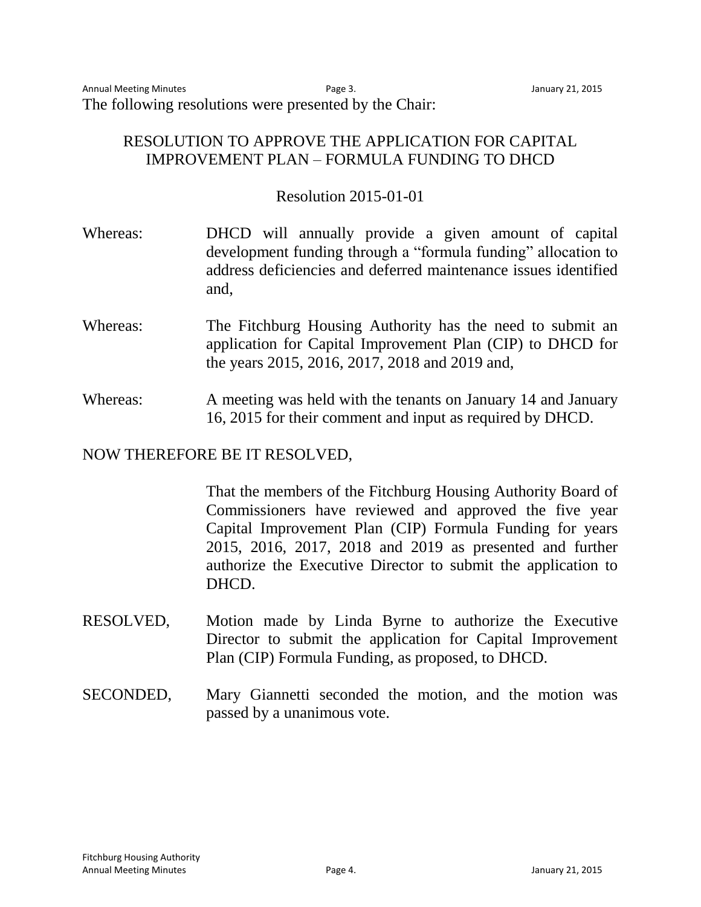The following resolutions were presented by the Chair:

## RESOLUTION TO APPROVE THE APPLICATION FOR CAPITAL IMPROVEMENT PLAN – FORMULA FUNDING TO DHCD

### Resolution 2015-01-01

Whereas: DHCD will annually provide a given amount of capital development funding through a "formula funding" allocation to address deficiencies and deferred maintenance issues identified and,

Whereas: The Fitchburg Housing Authority has the need to submit an application for Capital Improvement Plan (CIP) to DHCD for the years 2015, 2016, 2017, 2018 and 2019 and,

Whereas: A meeting was held with the tenants on January 14 and January 16, 2015 for their comment and input as required by DHCD.

NOW THEREFORE BE IT RESOLVED,

That the members of the Fitchburg Housing Authority Board of Commissioners have reviewed and approved the five year Capital Improvement Plan (CIP) Formula Funding for years 2015, 2016, 2017, 2018 and 2019 as presented and further authorize the Executive Director to submit the application to DHCD.

RESOLVED, Motion made by Linda Byrne to authorize the Executive Director to submit the application for Capital Improvement Plan (CIP) Formula Funding, as proposed, to DHCD.

SECONDED, Mary Giannetti seconded the motion, and the motion was passed by a unanimous vote.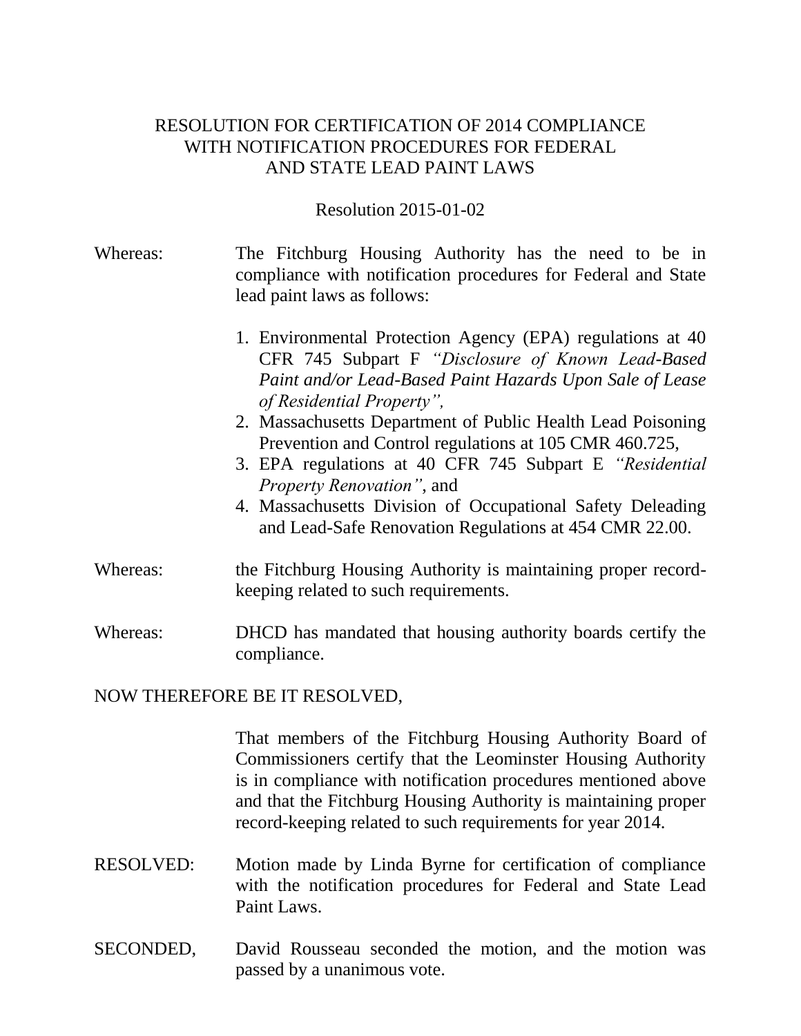# RESOLUTION FOR CERTIFICATION OF 2014 COMPLIANCE WITH NOTIFICATION PROCEDURES FOR FEDERAL AND STATE LEAD PAINT LAWS

Resolution 2015-01-02

Whereas: The Fitchburg Housing Authority has the need to be in compliance with notification procedures for Federal and State lead paint laws as follows:

1. Environmental Protection Agency (EPA) regulations at 40 CFR 745 Subpart F *"Disclosure of Known Lead-Based Paint and/or Lead-Based Paint Hazards Upon Sale of Lease of Residential Property",*
2. Massachusetts Department of Public Health Lead Poisoning Prevention and Control regulations at 105 CMR 460.725,
3. EPA regulations at 40 CFR 745 Subpart E *"Residential Property Renovation"*, and
4. Massachusetts Division of Occupational Safety Deleading and Lead-Safe Renovation Regulations at 454 CMR 22.00.

Whereas: the Fitchburg Housing Authority is maintaining proper record-keeping related to such requirements.

Whereas: DHCD has mandated that housing authority boards certify the compliance.

NOW THEREFORE BE IT RESOLVED,

That members of the Fitchburg Housing Authority Board of Commissioners certify that the Leominster Housing Authority is in compliance with notification procedures mentioned above and that the Fitchburg Housing Authority is maintaining proper record-keeping related to such requirements for year 2014.

RESOLVED: Motion made by Linda Byrne for certification of compliance with the notification procedures for Federal and State Lead Paint Laws.

SECONDED, David Rousseau seconded the motion, and the motion was passed by a unanimous vote.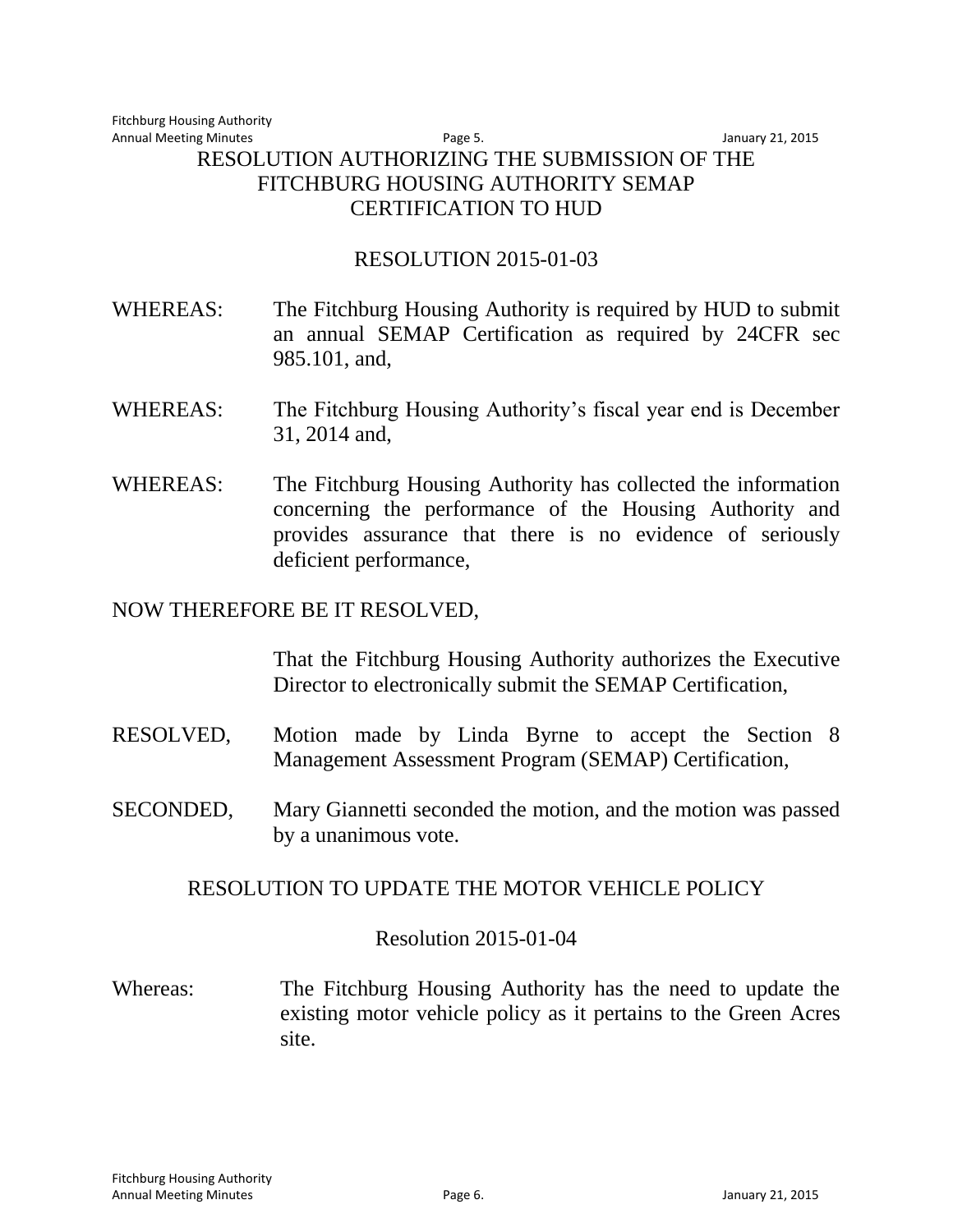RESOLUTION AUTHORIZING THE SUBMISSION OF THE FITCHBURG HOUSING AUTHORITY SEMAP CERTIFICATION TO HUD

RESOLUTION 2015-01-03

WHEREAS: The Fitchburg Housing Authority is required by HUD to submit an annual SEMAP Certification as required by 24CFR sec 985.101, and,

WHEREAS: The Fitchburg Housing Authority's fiscal year end is December 31, 2014 and,

WHEREAS: The Fitchburg Housing Authority has collected the information concerning the performance of the Housing Authority and provides assurance that there is no evidence of seriously deficient performance,

NOW THEREFORE BE IT RESOLVED,

That the Fitchburg Housing Authority authorizes the Executive Director to electronically submit the SEMAP Certification,

RESOLVED, Motion made by Linda Byrne to accept the Section 8 Management Assessment Program (SEMAP) Certification,

SECONDED, Mary Giannetti seconded the motion, and the motion was passed by a unanimous vote.

RESOLUTION TO UPDATE THE MOTOR VEHICLE POLICY

Resolution 2015-01-04

Whereas: The Fitchburg Housing Authority has the need to update the existing motor vehicle policy as it pertains to the Green Acres site.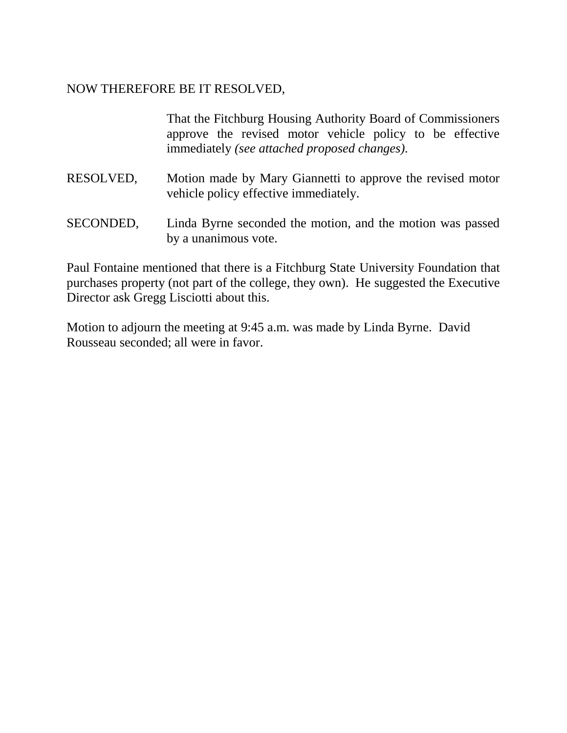NOW THEREFORE BE IT RESOLVED,

That the Fitchburg Housing Authority Board of Commissioners approve the revised motor vehicle policy to be effective immediately *(see attached proposed changes)*.

RESOLVED, Motion made by Mary Giannetti to approve the revised motor vehicle policy effective immediately.

SECONDED, Linda Byrne seconded the motion, and the motion was passed by a unanimous vote.

Paul Fontaine mentioned that there is a Fitchburg State University Foundation that purchases property (not part of the college, they own). He suggested the Executive Director ask Gregg Lisciotti about this.

Motion to adjourn the meeting at 9:45 a.m. was made by Linda Byrne. David Rousseau seconded; all were in favor.